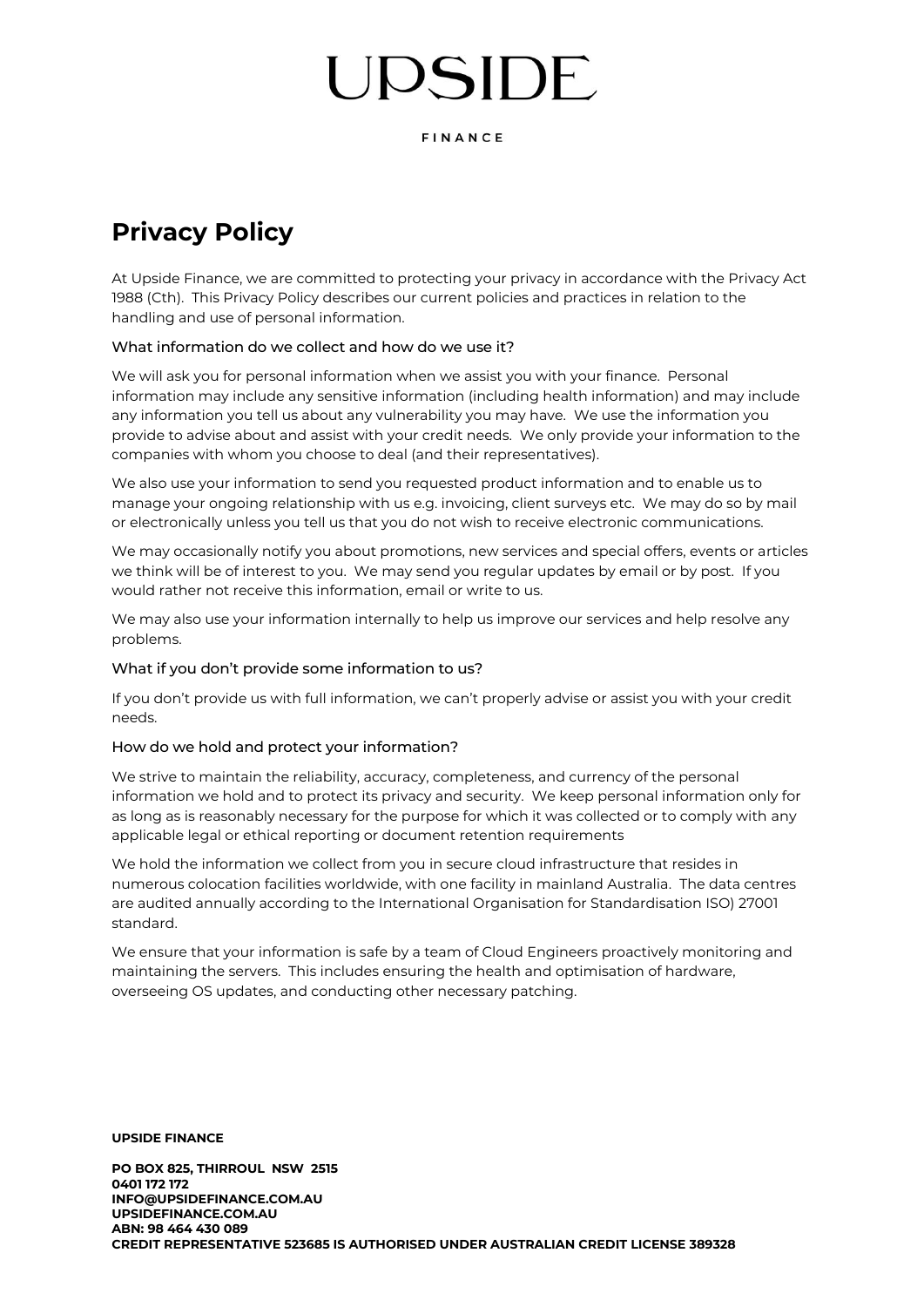# UPSIDE

FINANCE

## Privacy Policy

At Upside Finance, we are committed to protecting your privacy in accordance with the Privacy Act 1988 (Cth). This Privacy Policy describes our current policies and practices in relation to the handling and use of personal information.

### What information do we collect and how do we use it?

We will ask you for personal information when we assist you with your finance. Personal information may include any sensitive information (including health information) and may include any information you tell us about any vulnerability you may have. We use the information you provide to advise about and assist with your credit needs. We only provide your information to the companies with whom you choose to deal (and their representatives).

We also use your information to send you requested product information and to enable us to manage your ongoing relationship with us e.g. invoicing, client surveys etc. We may do so by mail or electronically unless you tell us that you do not wish to receive electronic communications.

We may occasionally notify you about promotions, new services and special offers, events or articles we think will be of interest to you. We may send you regular updates by email or by post. If you would rather not receive this information, email or write to us.

We may also use your information internally to help us improve our services and help resolve any problems.

### What if you don't provide some information to us?

If you don't provide us with full information, we can't properly advise or assist you with your credit needs.

### How do we hold and protect your information?

We strive to maintain the reliability, accuracy, completeness, and currency of the personal information we hold and to protect its privacy and security. We keep personal information only for as long as is reasonably necessary for the purpose for which it was collected or to comply with any applicable legal or ethical reporting or document retention requirements

We hold the information we collect from you in secure cloud infrastructure that resides in numerous colocation facilities worldwide, with one facility in mainland Australia. The data centres are audited annually according to the International Organisation for Standardisation ISO) 27001 standard.

We ensure that your information is safe by a team of Cloud Engineers proactively monitoring and maintaining the servers. This includes ensuring the health and optimisation of hardware, overseeing OS updates, and conducting other necessary patching.

**UPSIDE FINANCE**

**PO BOX 825, THIRROUL NSW 2515**
**0401 172 172**
**INFO@UPSIDEFINANCE.COM.AU**
**UPSIDEFINANCE.COM.AU**
**ABN: 98 464 430 089**
**CREDIT REPRESENTATIVE 523685 IS AUTHORISED UNDER AUSTRALIAN CREDIT LICENSE 389328**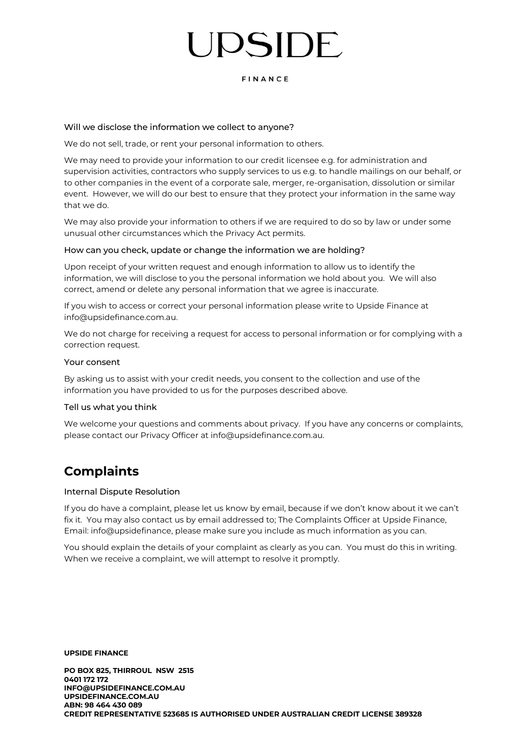# UPSIDE

FINANCE

### Will we disclose the information we collect to anyone?

We do not sell, trade, or rent your personal information to others.

We may need to provide your information to our credit licensee e.g. for administration and supervision activities, contractors who supply services to us e.g. to handle mailings on our behalf, or to other companies in the event of a corporate sale, merger, re-organisation, dissolution or similar event. However, we will do our best to ensure that they protect your information in the same way that we do.

We may also provide your information to others if we are required to do so by law or under some unusual other circumstances which the Privacy Act permits.

### How can you check, update or change the information we are holding?

Upon receipt of your written request and enough information to allow us to identify the information, we will disclose to you the personal information we hold about you. We will also correct, amend or delete any personal information that we agree is inaccurate.

If you wish to access or correct your personal information please write to Upside Finance at info@upsidefinance.com.au.

We do not charge for receiving a request for access to personal information or for complying with a correction request.

### Your consent

By asking us to assist with your credit needs, you consent to the collection and use of the information you have provided to us for the purposes described above.

### Tell us what you think

We welcome your questions and comments about privacy. If you have any concerns or complaints, please contact our Privacy Officer at info@upsidefinance.com.au.

## Complaints

### Internal Dispute Resolution

If you do have a complaint, please let us know by email, because if we don't know about it we can't fix it. You may also contact us by email addressed to; The Complaints Officer at Upside Finance, Email: info@upsidefinance, please make sure you include as much information as you can.

You should explain the details of your complaint as clearly as you can. You must do this in writing. When we receive a complaint, we will attempt to resolve it promptly.

**UPSIDE FINANCE**

**PO BOX 825, THIRROUL NSW 2515**
**0401 172 172**
**INFO@UPSIDEFINANCE.COM.AU**
**UPSIDEFINANCE.COM.AU**
**ABN: 98 464 430 089**
**CREDIT REPRESENTATIVE 523685 IS AUTHORISED UNDER AUSTRALIAN CREDIT LICENSE 389328**